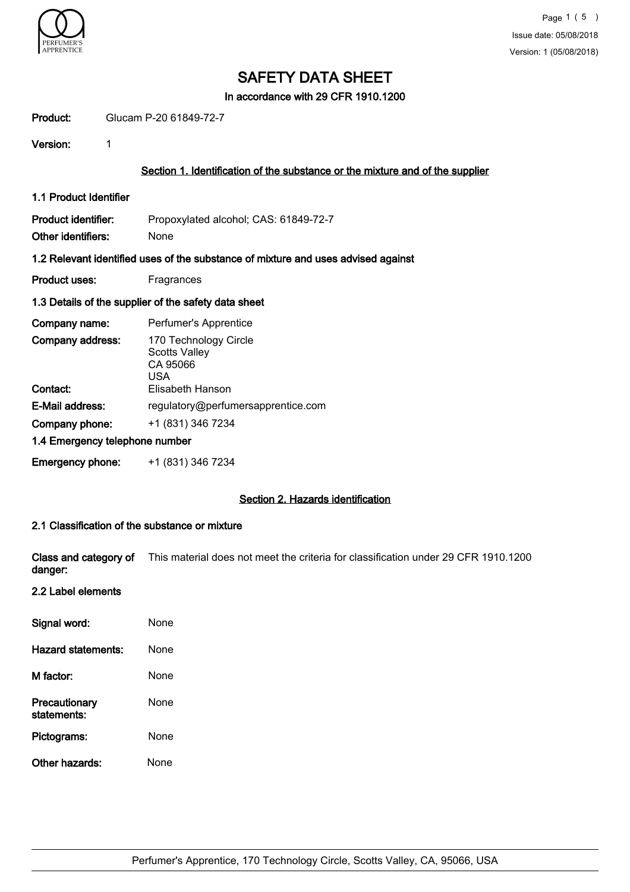# SAFETY DATA SHEET

**In accordance with 29 CFR 1910.1200**

**Product:** Glucam P-20 61849-72-7

**Version:** 1

## Section 1. Identification of the substance or the mixture and of the supplier

### 1.1 Product Identifier

**Product identifier:** Propoxylated alcohol; CAS: 61849-72-7

**Other identifiers:** None

### 1.2 Relevant identified uses of the substance of mixture and uses advised against

**Product uses:** Fragrances

### 1.3 Details of the supplier of the safety data sheet

**Company name:** Perfumer's Apprentice

**Company address:** 170 Technology Circle
Scotts Valley
CA 95066
USA

**Contact:** Elisabeth Hanson

**E-Mail address:** regulatory@perfumersapprentice.com

**Company phone:** +1 (831) 346 7234

### 1.4 Emergency telephone number

**Emergency phone:** +1 (831) 346 7234

## Section 2. Hazards identification

### 2.1 Classification of the substance or mixture

**Class and category of danger:** This material does not meet the criteria for classification under 29 CFR 1910.1200

### 2.2 Label elements

**Signal word:** None

**Hazard statements:** None

**M factor:** None

**Precautionary statements:** None

**Pictograms:** None

**Other hazards:** None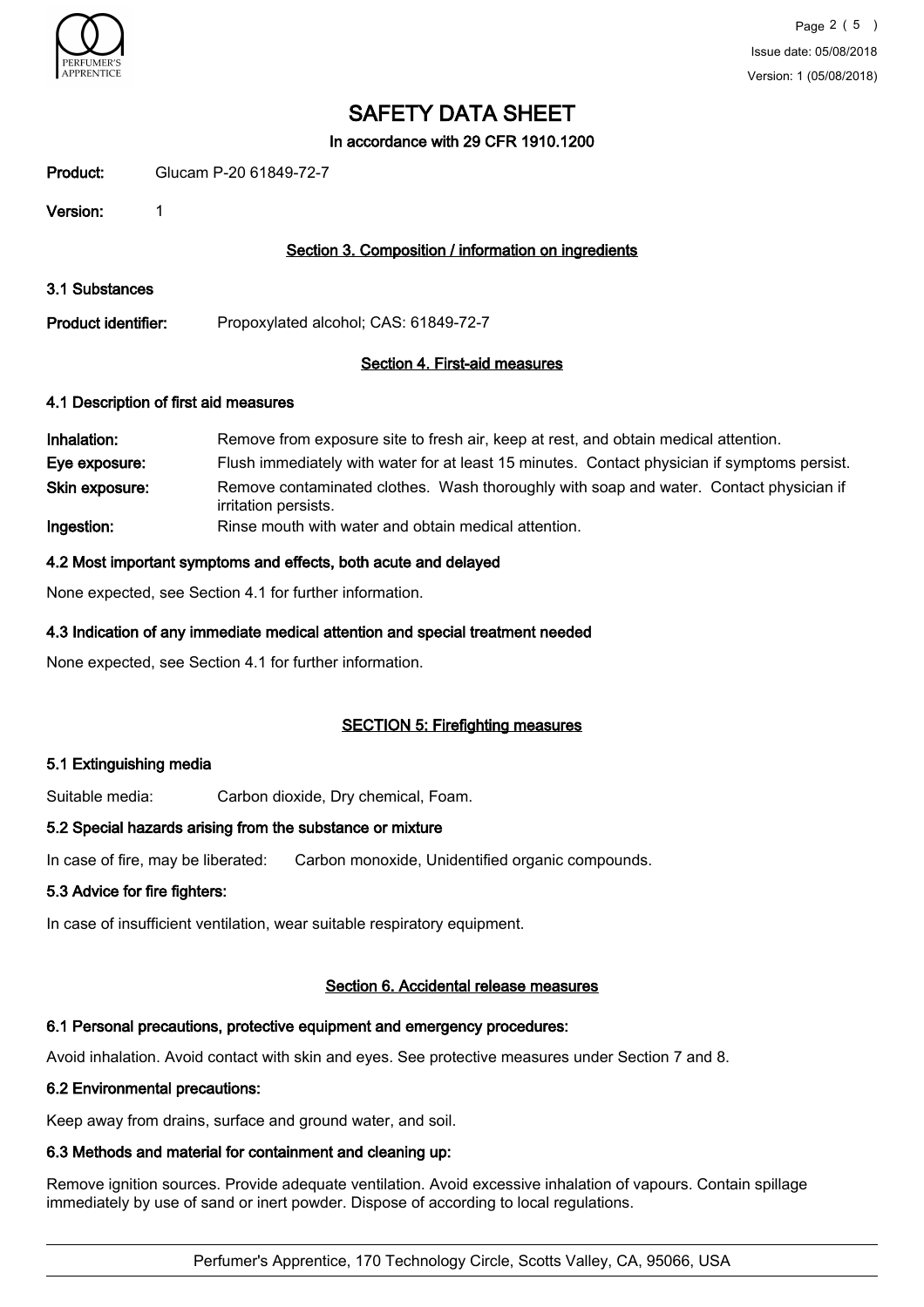# SAFETY DATA SHEET

In accordance with 29 CFR 1910.1200

**Product:** Glucam P-20 61849-72-7

**Version:** 1

## Section 3. Composition / information on ingredients

### 3.1 Substances

**Product identifier:** Propoxylated alcohol; CAS: 61849-72-7

## Section 4. First-aid measures

### 4.1 Description of first aid measures

**Inhalation:** Remove from exposure site to fresh air, keep at rest, and obtain medical attention.

**Eye exposure:** Flush immediately with water for at least 15 minutes. Contact physician if symptoms persist.

**Skin exposure:** Remove contaminated clothes. Wash thoroughly with soap and water. Contact physician if irritation persists.

**Ingestion:** Rinse mouth with water and obtain medical attention.

### 4.2 Most important symptoms and effects, both acute and delayed

None expected, see Section 4.1 for further information.

### 4.3 Indication of any immediate medical attention and special treatment needed

None expected, see Section 4.1 for further information.

## SECTION 5: Firefighting measures

### 5.1 Extinguishing media

Suitable media: Carbon dioxide, Dry chemical, Foam.

### 5.2 Special hazards arising from the substance or mixture

In case of fire, may be liberated: Carbon monoxide, Unidentified organic compounds.

### 5.3 Advice for fire fighters:

In case of insufficient ventilation, wear suitable respiratory equipment.

## Section 6. Accidental release measures

### 6.1 Personal precautions, protective equipment and emergency procedures:

Avoid inhalation. Avoid contact with skin and eyes. See protective measures under Section 7 and 8.

### 6.2 Environmental precautions:

Keep away from drains, surface and ground water, and soil.

### 6.3 Methods and material for containment and cleaning up:

Remove ignition sources. Provide adequate ventilation. Avoid excessive inhalation of vapours. Contain spillage immediately by use of sand or inert powder. Dispose of according to local regulations.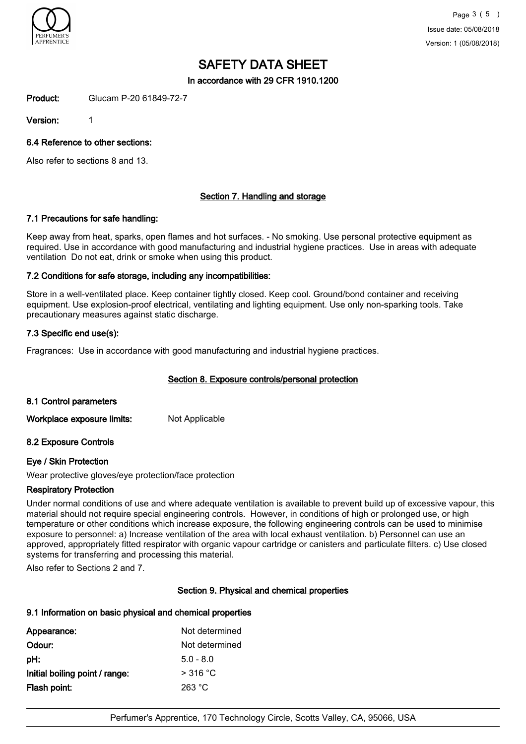# SAFETY DATA SHEET

In accordance with 29 CFR 1910.1200

**Product:** Glucam P-20 61849-72-7

**Version:** 1

### 6.4 Reference to other sections:

Also refer to sections 8 and 13.

## Section 7. Handling and storage

### 7.1 Precautions for safe handling:

Keep away from heat, sparks, open flames and hot surfaces. - No smoking. Use personal protective equipment as required. Use in accordance with good manufacturing and industrial hygiene practices. Use in areas with adequate ventilation Do not eat, drink or smoke when using this product.

### 7.2 Conditions for safe storage, including any incompatibilities:

Store in a well-ventilated place. Keep container tightly closed. Keep cool. Ground/bond container and receiving equipment. Use explosion-proof electrical, ventilating and lighting equipment. Use only non-sparking tools. Take precautionary measures against static discharge.

### 7.3 Specific end use(s):

Fragrances: Use in accordance with good manufacturing and industrial hygiene practices.

## Section 8. Exposure controls/personal protection

### 8.1 Control parameters

**Workplace exposure limits:** Not Applicable

### 8.2 Exposure Controls

**Eye / Skin Protection**

Wear protective gloves/eye protection/face protection

**Respiratory Protection**

Under normal conditions of use and where adequate ventilation is available to prevent build up of excessive vapour, this material should not require special engineering controls. However, in conditions of high or prolonged use, or high temperature or other conditions which increase exposure, the following engineering controls can be used to minimise exposure to personnel: a) Increase ventilation of the area with local exhaust ventilation. b) Personnel can use an approved, appropriately fitted respirator with organic vapour cartridge or canisters and particulate filters. c) Use closed systems for transferring and processing this material.

Also refer to Sections 2 and 7.

## Section 9. Physical and chemical properties

### 9.1 Information on basic physical and chemical properties

| | |
|---|---|
| **Appearance:** | Not determined |
| **Odour:** | Not determined |
| **pH:** | 5.0 - 8.0 |
| **Initial boiling point / range:** | > 316 °C |
| **Flash point:** | 263 °C |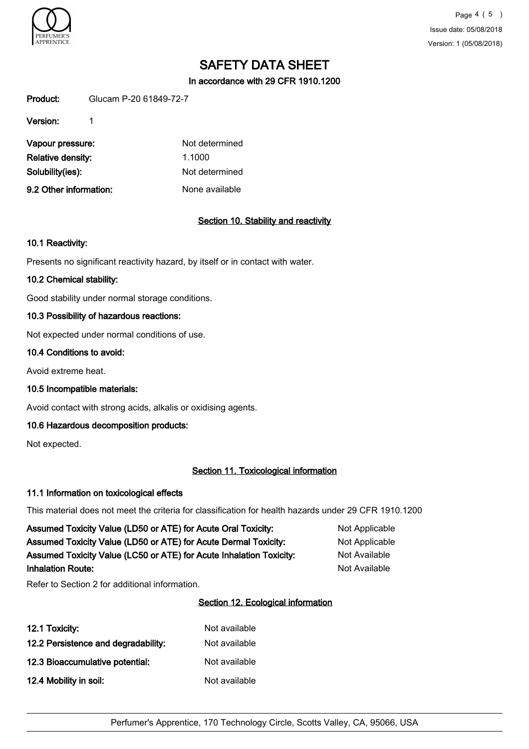# SAFETY DATA SHEET

In accordance with 29 CFR 1910.1200

**Product:** Glucam P-20 61849-72-7

**Version:** 1

| | |
|---|---|
| **Vapour pressure:** | Not determined |
| **Relative density:** | 1.1000 |
| **Solubility(ies):** | Not determined |
| **9.2 Other information:** | None available |

## Section 10. Stability and reactivity

### 10.1 Reactivity:

Presents no significant reactivity hazard, by itself or in contact with water.

### 10.2 Chemical stability:

Good stability under normal storage conditions.

### 10.3 Possibility of hazardous reactions:

Not expected under normal conditions of use.

### 10.4 Conditions to avoid:

Avoid extreme heat.

### 10.5 Incompatible materials:

Avoid contact with strong acids, alkalis or oxidising agents.

### 10.6 Hazardous decomposition products:

Not expected.

## Section 11. Toxicological information

### 11.1 Information on toxicological effects

This material does not meet the criteria for classification for health hazards under 29 CFR 1910.1200

| | |
|---|---|
| **Assumed Toxicity Value (LD50 or ATE) for Acute Oral Toxicity:** | Not Applicable |
| **Assumed Toxicity Value (LD50 or ATE) for Acute Dermal Toxicity:** | Not Applicable |
| **Assumed Toxicity Value (LC50 or ATE) for Acute Inhalation Toxicity:** | Not Available |
| **Inhalation Route:** | Not Available |

Refer to Section 2 for additional information.

## Section 12. Ecological information

| | |
|---|---|
| **12.1 Toxicity:** | Not available |
| **12.2 Persistence and degradability:** | Not available |
| **12.3 Bioaccumulative potential:** | Not available |
| **12.4 Mobility in soil:** | Not available |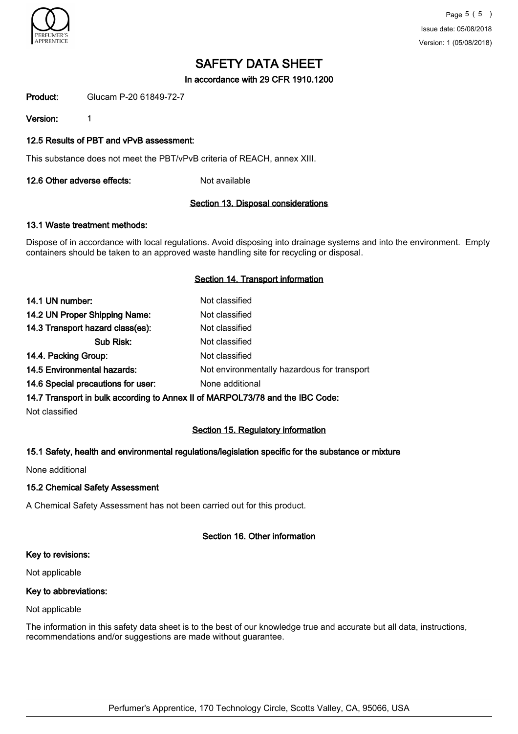# SAFETY DATA SHEET

In accordance with 29 CFR 1910.1200

**Product:** Glucam P-20 61849-72-7

**Version:** 1

**12.5 Results of PBT and vPvB assessment:**

This substance does not meet the PBT/vPvB criteria of REACH, annex XIII.

**12.6 Other adverse effects:** Not available

## Section 13. Disposal considerations

**13.1 Waste treatment methods:**

Dispose of in accordance with local regulations. Avoid disposing into drainage systems and into the environment. Empty containers should be taken to an approved waste handling site for recycling or disposal.

## Section 14. Transport information

| | |
|---|---|
| **14.1 UN number:** | Not classified |
| **14.2 UN Proper Shipping Name:** | Not classified |
| **14.3 Transport hazard class(es):** | Not classified |
| **Sub Risk:** | Not classified |
| **14.4. Packing Group:** | Not classified |
| **14.5 Environmental hazards:** | Not environmentally hazardous for transport |
| **14.6 Special precautions for user:** | None additional |

**14.7 Transport in bulk according to Annex II of MARPOL73/78 and the IBC Code:**

Not classified

## Section 15. Regulatory information

**15.1 Safety, health and environmental regulations/legislation specific for the substance or mixture**

None additional

**15.2 Chemical Safety Assessment**

A Chemical Safety Assessment has not been carried out for this product.

## Section 16. Other information

**Key to revisions:**

Not applicable

**Key to abbreviations:**

Not applicable

The information in this safety data sheet is to the best of our knowledge true and accurate but all data, instructions, recommendations and/or suggestions are made without guarantee.

Perfumer's Apprentice, 170 Technology Circle, Scotts Valley, CA, 95066, USA